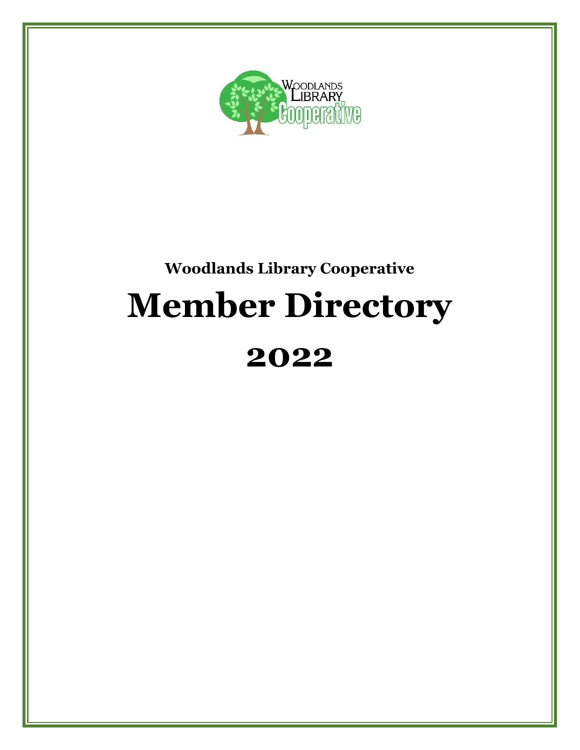**Woodlands Library Cooperative**

# Member Directory

## 2022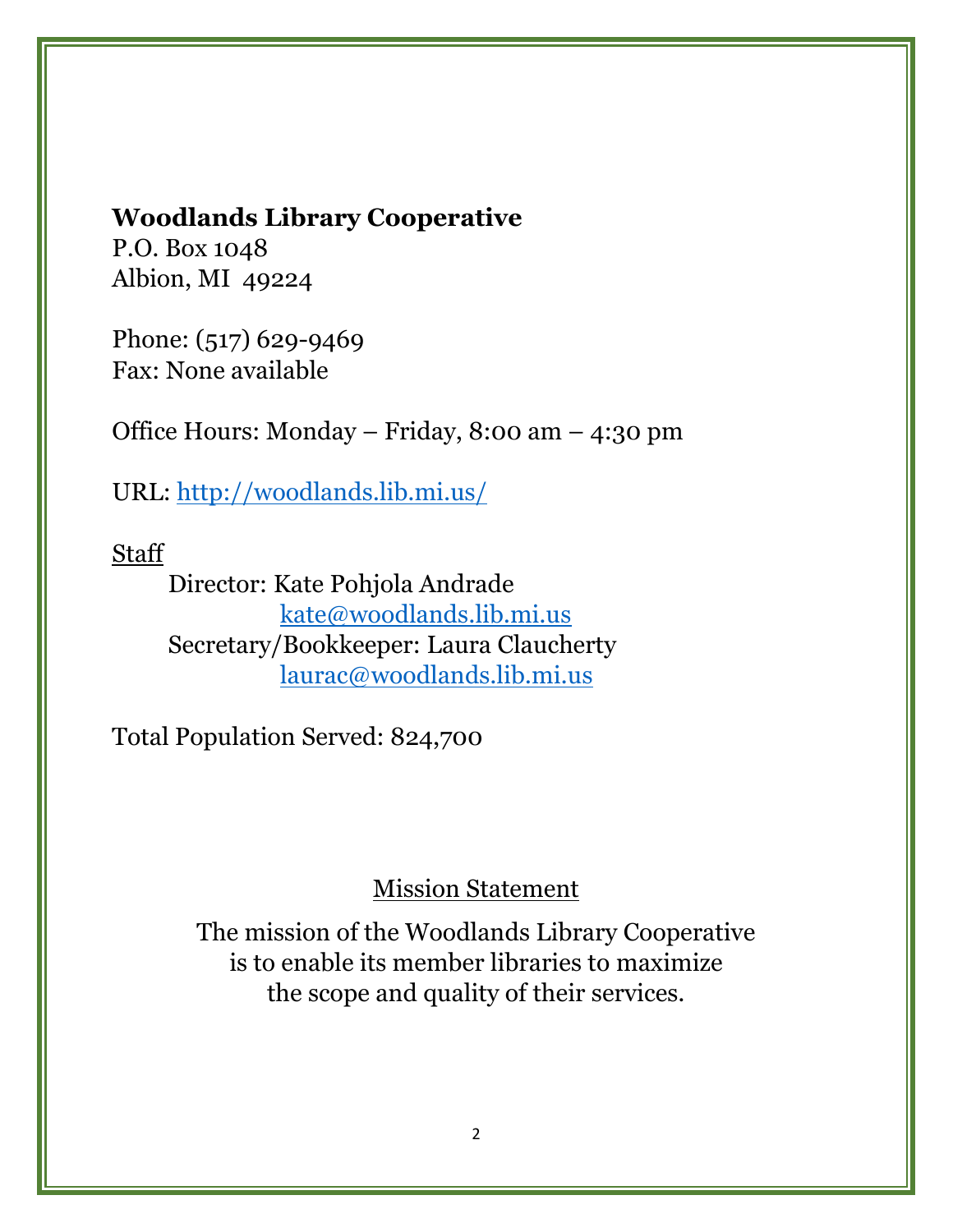**Woodlands Library Cooperative**
P.O. Box 1048
Albion, MI 49224

Phone: (517) 629-9469
Fax: None available

Office Hours: Monday – Friday, 8:00 am – 4:30 pm

URL: http://woodlands.lib.mi.us/

Staff

- Director: Kate Pohjola Andrade
  - kate@woodlands.lib.mi.us
- Secretary/Bookkeeper: Laura Claucherty
  - laurac@woodlands.lib.mi.us

Total Population Served: 824,700

Mission Statement

The mission of the Woodlands Library Cooperative is to enable its member libraries to maximize the scope and quality of their services.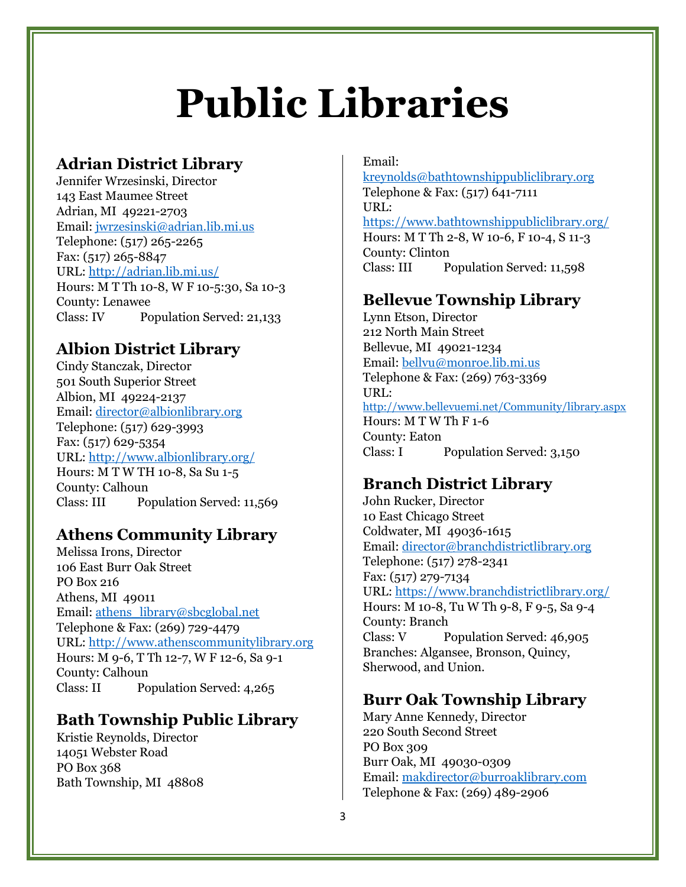# Public Libraries

## Adrian District Library

Jennifer Wrzesinski, Director
143 East Maumee Street
Adrian, MI 49221-2703
Email: jwrzesinski@adrian.lib.mi.us
Telephone: (517) 265-2265
Fax: (517) 265-8847
URL: http://adrian.lib.mi.us/
Hours: M T Th 10-8, W F 10-5:30, Sa 10-3
County: Lenawee
Class: IV    Population Served: 21,133

## Albion District Library

Cindy Stanczak, Director
501 South Superior Street
Albion, MI 49224-2137
Email: director@albionlibrary.org
Telephone: (517) 629-3993
Fax: (517) 629-5354
URL: http://www.albionlibrary.org/
Hours: M T W TH 10-8, Sa Su 1-5
County: Calhoun
Class: III    Population Served: 11,569

## Athens Community Library

Melissa Irons, Director
106 East Burr Oak Street
PO Box 216
Athens, MI 49011
Email: athens_library@sbcglobal.net
Telephone & Fax: (269) 729-4479
URL: http://www.athenscommunitylibrary.org
Hours: M 9-6, T Th 12-7, W F 12-6, Sa 9-1
County: Calhoun
Class: II    Population Served: 4,265

## Bath Township Public Library

Kristie Reynolds, Director
14051 Webster Road
PO Box 368
Bath Township, MI 48808
Email:
kreynolds@bathtownshippubliclibrary.org
Telephone & Fax: (517) 641-7111
URL:
https://www.bathtownshippubliclibrary.org/
Hours: M T Th 2-8, W 10-6, F 10-4, S 11-3
County: Clinton
Class: III    Population Served: 11,598

## Bellevue Township Library

Lynn Etson, Director
212 North Main Street
Bellevue, MI 49021-1234
Email: bellvu@monroe.lib.mi.us
Telephone & Fax: (269) 763-3369
URL:
http://www.bellevuemi.net/Community/library.aspx
Hours: M T W Th F 1-6
County: Eaton
Class: I    Population Served: 3,150

## Branch District Library

John Rucker, Director
10 East Chicago Street
Coldwater, MI 49036-1615
Email: director@branchdistrictlibrary.org
Telephone: (517) 278-2341
Fax: (517) 279-7134
URL: https://www.branchdistrictlibrary.org/
Hours: M 10-8, Tu W Th 9-8, F 9-5, Sa 9-4
County: Branch
Class: V    Population Served: 46,905
Branches: Algansee, Bronson, Quincy, Sherwood, and Union.

## Burr Oak Township Library

Mary Anne Kennedy, Director
220 South Second Street
PO Box 309
Burr Oak, MI 49030-0309
Email: makdirector@burroaklibrary.com
Telephone & Fax: (269) 489-2906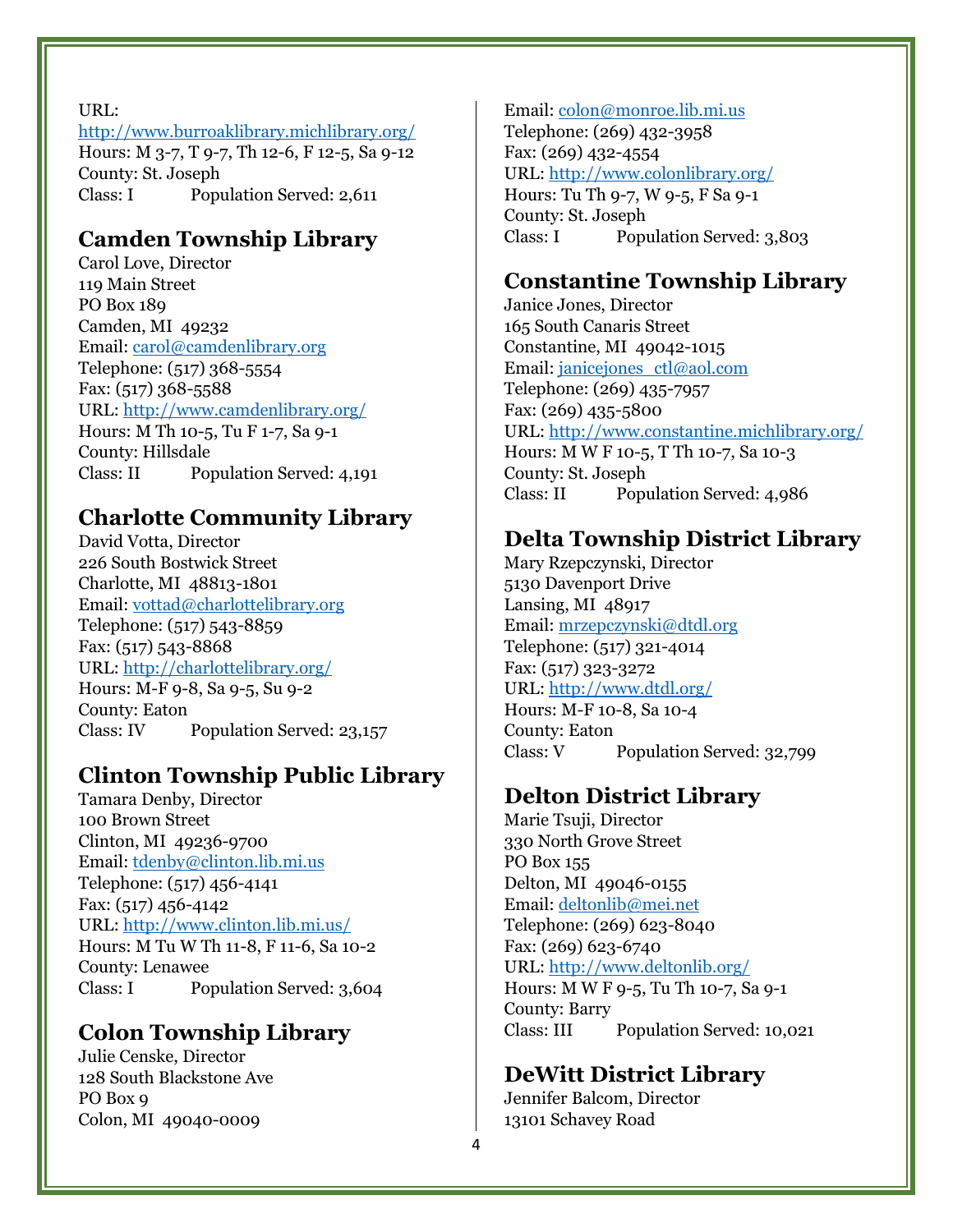URL: http://www.burroaklibrary.michlibrary.org/
Hours: M 3-7, T 9-7, Th 12-6, F 12-5, Sa 9-12
County: St. Joseph
Class: I Population Served: 2,611

## Camden Township Library

Carol Love, Director
119 Main Street
PO Box 189
Camden, MI 49232
Email: carol@camdenlibrary.org
Telephone: (517) 368-5554
Fax: (517) 368-5588
URL: http://www.camdenlibrary.org/
Hours: M Th 10-5, Tu F 1-7, Sa 9-1
County: Hillsdale
Class: II Population Served: 4,191

## Charlotte Community Library

David Votta, Director
226 South Bostwick Street
Charlotte, MI 48813-1801
Email: vottad@charlottelibrary.org
Telephone: (517) 543-8859
Fax: (517) 543-8868
URL: http://charlottelibrary.org/
Hours: M-F 9-8, Sa 9-5, Su 9-2
County: Eaton
Class: IV Population Served: 23,157

## Clinton Township Public Library

Tamara Denby, Director
100 Brown Street
Clinton, MI 49236-9700
Email: tdenby@clinton.lib.mi.us
Telephone: (517) 456-4141
Fax: (517) 456-4142
URL: http://www.clinton.lib.mi.us/
Hours: M Tu W Th 11-8, F 11-6, Sa 10-2
County: Lenawee
Class: I Population Served: 3,604

## Colon Township Library

Julie Censke, Director
128 South Blackstone Ave
PO Box 9
Colon, MI 49040-0009
Email: colon@monroe.lib.mi.us
Telephone: (269) 432-3958
Fax: (269) 432-4554
URL: http://www.colonlibrary.org/
Hours: Tu Th 9-7, W 9-5, F Sa 9-1
County: St. Joseph
Class: I Population Served: 3,803

## Constantine Township Library

Janice Jones, Director
165 South Canaris Street
Constantine, MI 49042-1015
Email: janicejones_ctl@aol.com
Telephone: (269) 435-7957
Fax: (269) 435-5800
URL: http://www.constantine.michlibrary.org/
Hours: M W F 10-5, T Th 10-7, Sa 10-3
County: St. Joseph
Class: II Population Served: 4,986

## Delta Township District Library

Mary Rzepczynski, Director
5130 Davenport Drive
Lansing, MI 48917
Email: mrzepczynski@dtdl.org
Telephone: (517) 321-4014
Fax: (517) 323-3272
URL: http://www.dtdl.org/
Hours: M-F 10-8, Sa 10-4
County: Eaton
Class: V Population Served: 32,799

## Delton District Library

Marie Tsuji, Director
330 North Grove Street
PO Box 155
Delton, MI 49046-0155
Email: deltonlib@mei.net
Telephone: (269) 623-8040
Fax: (269) 623-6740
URL: http://www.deltonlib.org/
Hours: M W F 9-5, Tu Th 10-7, Sa 9-1
County: Barry
Class: III Population Served: 10,021

## DeWitt District Library

Jennifer Balcom, Director
13101 Schavey Road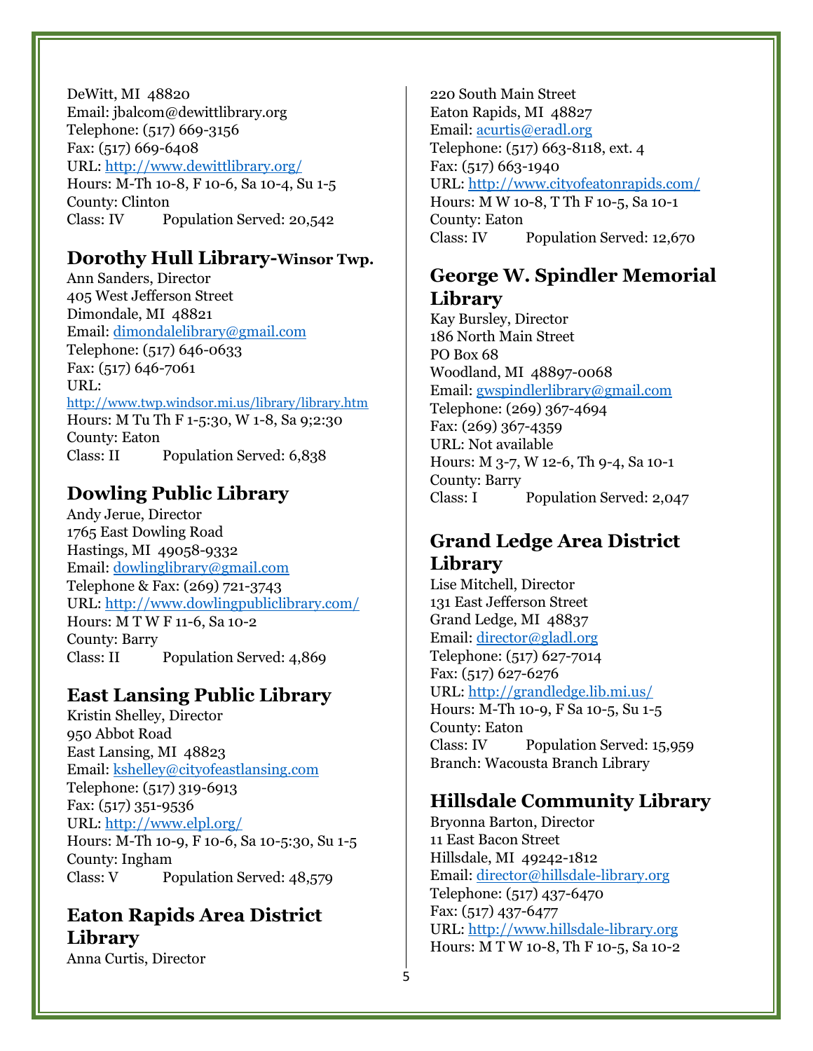DeWitt, MI 48820
Email: jbalcom@dewittlibrary.org
Telephone: (517) 669-3156
Fax: (517) 669-6408
URL: http://www.dewittlibrary.org/
Hours: M-Th 10-8, F 10-6, Sa 10-4, Su 1-5
County: Clinton
Class: IV Population Served: 20,542

## Dorothy Hull Library-Winsor Twp.

Ann Sanders, Director
405 West Jefferson Street
Dimondale, MI 48821
Email: dimondalelibrary@gmail.com
Telephone: (517) 646-0633
Fax: (517) 646-7061
URL:
http://www.twp.windsor.mi.us/library/library.htm
Hours: M Tu Th F 1-5:30, W 1-8, Sa 9;2:30
County: Eaton
Class: II Population Served: 6,838

## Dowling Public Library

Andy Jerue, Director
1765 East Dowling Road
Hastings, MI 49058-9332
Email: dowlinglibrary@gmail.com
Telephone & Fax: (269) 721-3743
URL: http://www.dowlingpubliclibrary.com/
Hours: M T W F 11-6, Sa 10-2
County: Barry
Class: II Population Served: 4,869

## East Lansing Public Library

Kristin Shelley, Director
950 Abbot Road
East Lansing, MI 48823
Email: kshelley@cityofeastlansing.com
Telephone: (517) 319-6913
Fax: (517) 351-9536
URL: http://www.elpl.org/
Hours: M-Th 10-9, F 10-6, Sa 10-5:30, Su 1-5
County: Ingham
Class: V Population Served: 48,579

## Eaton Rapids Area District Library

Anna Curtis, Director
220 South Main Street
Eaton Rapids, MI 48827
Email: acurtis@eradl.org
Telephone: (517) 663-8118, ext. 4
Fax: (517) 663-1940
URL: http://www.cityofeatonrapids.com/
Hours: M W 10-8, T Th F 10-5, Sa 10-1
County: Eaton
Class: IV Population Served: 12,670

## George W. Spindler Memorial Library

Kay Bursley, Director
186 North Main Street
PO Box 68
Woodland, MI 48897-0068
Email: gwspindlerlibrary@gmail.com
Telephone: (269) 367-4694
Fax: (269) 367-4359
URL: Not available
Hours: M 3-7, W 12-6, Th 9-4, Sa 10-1
County: Barry
Class: I Population Served: 2,047

## Grand Ledge Area District Library

Lise Mitchell, Director
131 East Jefferson Street
Grand Ledge, MI 48837
Email: director@gladl.org
Telephone: (517) 627-7014
Fax: (517) 627-6276
URL: http://grandledge.lib.mi.us/
Hours: M-Th 10-9, F Sa 10-5, Su 1-5
County: Eaton
Class: IV Population Served: 15,959
Branch: Wacousta Branch Library

## Hillsdale Community Library

Bryonna Barton, Director
11 East Bacon Street
Hillsdale, MI 49242-1812
Email: director@hillsdale-library.org
Telephone: (517) 437-6470
Fax: (517) 437-6477
URL: http://www.hillsdale-library.org
Hours: M T W 10-8, Th F 10-5, Sa 10-2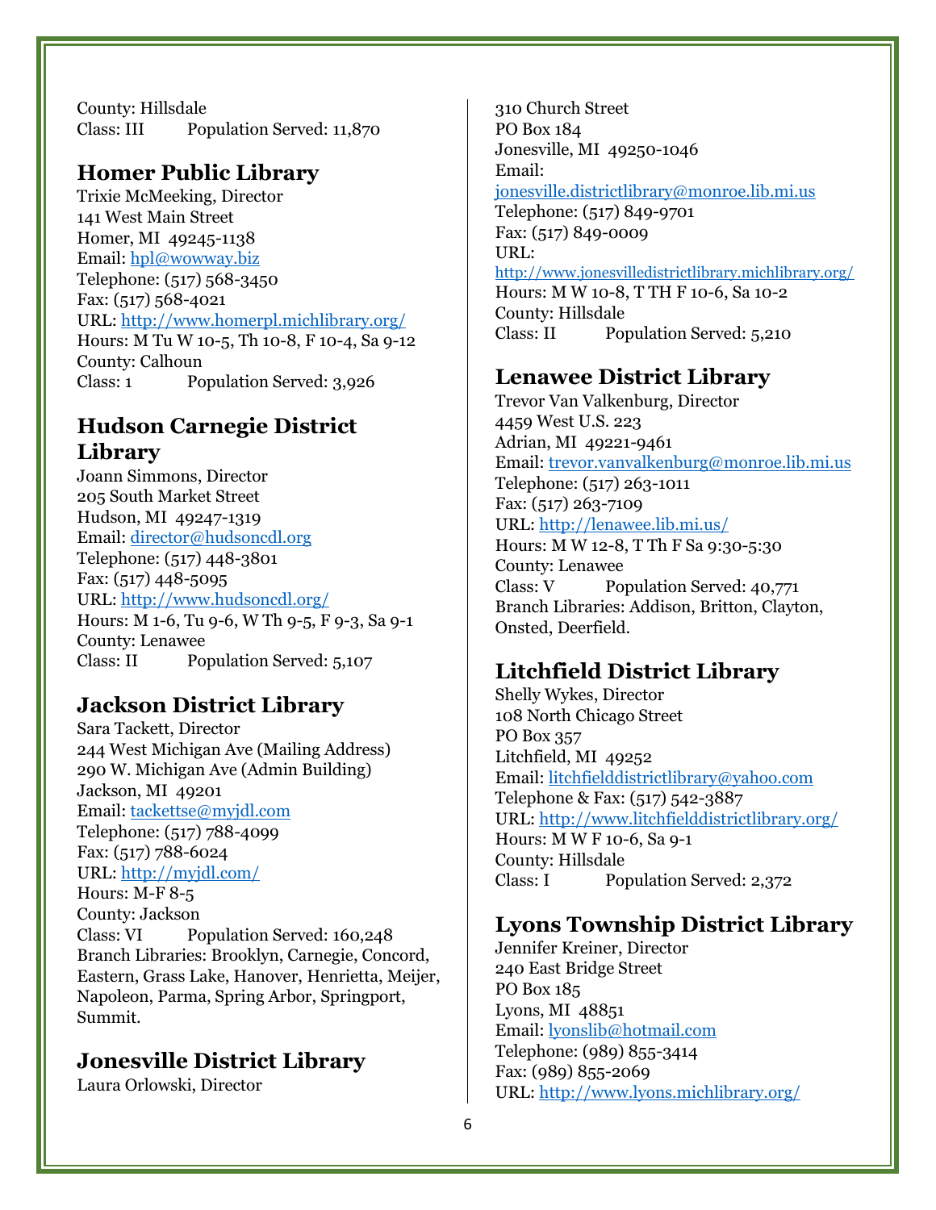County: Hillsdale
Class: III Population Served: 11,870

## Homer Public Library

Trixie McMeeking, Director
141 West Main Street
Homer, MI 49245-1138
Email: hpl@wowway.biz
Telephone: (517) 568-3450
Fax: (517) 568-4021
URL: http://www.homerpl.michlibrary.org/
Hours: M Tu W 10-5, Th 10-8, F 10-4, Sa 9-12
County: Calhoun
Class: 1 Population Served: 3,926

## Hudson Carnegie District Library

Joann Simmons, Director
205 South Market Street
Hudson, MI 49247-1319
Email: director@hudsoncdl.org
Telephone: (517) 448-3801
Fax: (517) 448-5095
URL: http://www.hudsoncdl.org/
Hours: M 1-6, Tu 9-6, W Th 9-5, F 9-3, Sa 9-1
County: Lenawee
Class: II Population Served: 5,107

## Jackson District Library

Sara Tackett, Director
244 West Michigan Ave (Mailing Address)
290 W. Michigan Ave (Admin Building)
Jackson, MI 49201
Email: tackettse@myjdl.com
Telephone: (517) 788-4099
Fax: (517) 788-6024
URL: http://myjdl.com/
Hours: M-F 8-5
County: Jackson
Class: VI Population Served: 160,248
Branch Libraries: Brooklyn, Carnegie, Concord, Eastern, Grass Lake, Hanover, Henrietta, Meijer, Napoleon, Parma, Spring Arbor, Springport, Summit.

## Jonesville District Library

Laura Orlowski, Director
310 Church Street
PO Box 184
Jonesville, MI 49250-1046
Email:
jonesville.districtlibrary@monroe.lib.mi.us
Telephone: (517) 849-9701
Fax: (517) 849-0009
URL:
http://www.jonesvilledistrictlibrary.michlibrary.org/
Hours: M W 10-8, T TH F 10-6, Sa 10-2
County: Hillsdale
Class: II Population Served: 5,210

## Lenawee District Library

Trevor Van Valkenburg, Director
4459 West U.S. 223
Adrian, MI 49221-9461
Email: trevor.vanvalkenburg@monroe.lib.mi.us
Telephone: (517) 263-1011
Fax: (517) 263-7109
URL: http://lenawee.lib.mi.us/
Hours: M W 12-8, T Th F Sa 9:30-5:30
County: Lenawee
Class: V Population Served: 40,771
Branch Libraries: Addison, Britton, Clayton, Onsted, Deerfield.

## Litchfield District Library

Shelly Wykes, Director
108 North Chicago Street
PO Box 357
Litchfield, MI 49252
Email: litchfielddistrictlibrary@yahoo.com
Telephone & Fax: (517) 542-3887
URL: http://www.litchfielddistrictlibrary.org/
Hours: M W F 10-6, Sa 9-1
County: Hillsdale
Class: I Population Served: 2,372

## Lyons Township District Library

Jennifer Kreiner, Director
240 East Bridge Street
PO Box 185
Lyons, MI 48851
Email: lyonslib@hotmail.com
Telephone: (989) 855-3414
Fax: (989) 855-2069
URL: http://www.lyons.michlibrary.org/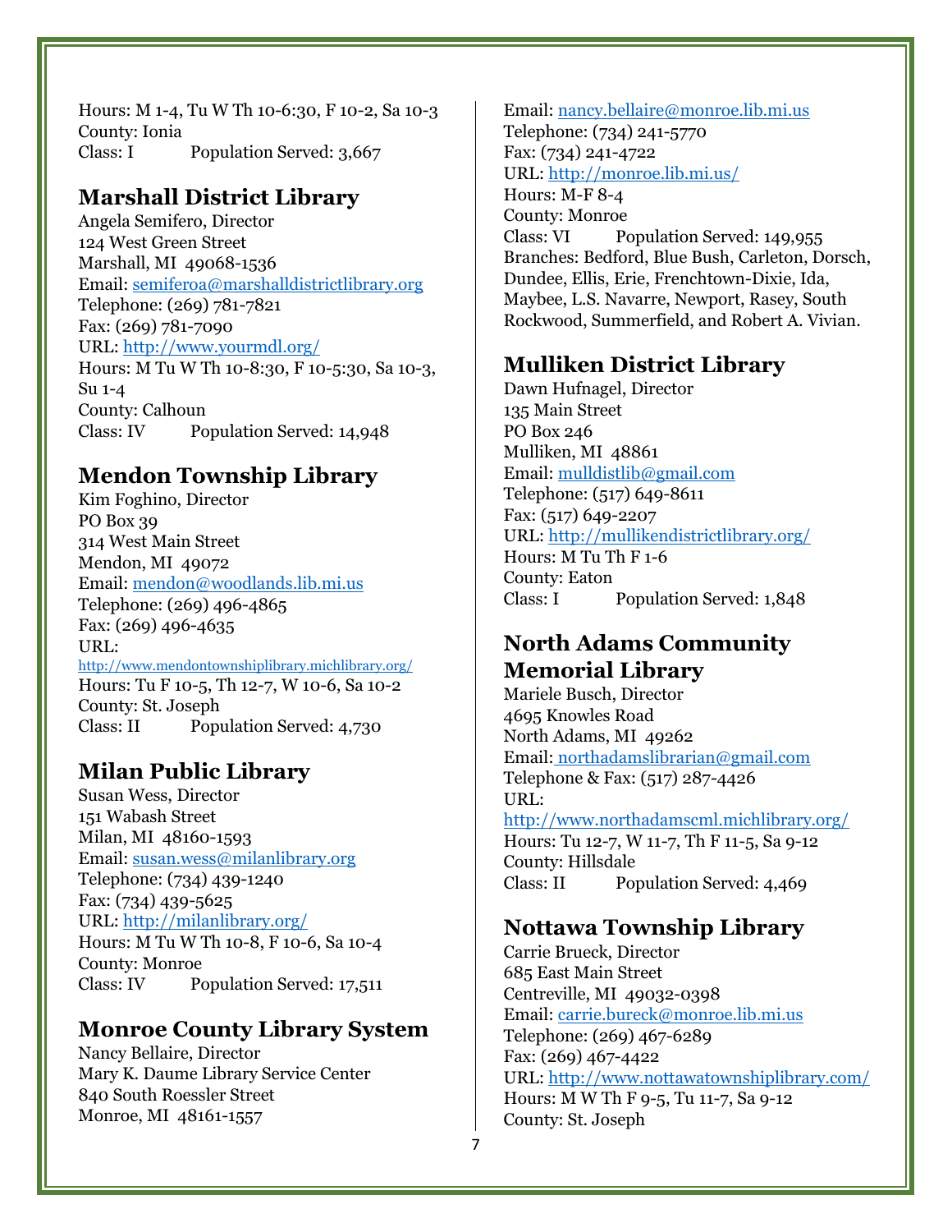Hours: M 1-4, Tu W Th 10-6:30, F 10-2, Sa 10-3
County: Ionia
Class: I Population Served: 3,667

## Marshall District Library

Angela Semifero, Director
124 West Green Street
Marshall, MI 49068-1536
Email: semiferoa@marshalldistrictlibrary.org
Telephone: (269) 781-7821
Fax: (269) 781-7090
URL: http://www.yourmdl.org/
Hours: M Tu W Th 10-8:30, F 10-5:30, Sa 10-3, Su 1-4
County: Calhoun
Class: IV Population Served: 14,948

## Mendon Township Library

Kim Foghino, Director
PO Box 39
314 West Main Street
Mendon, MI 49072
Email: mendon@woodlands.lib.mi.us
Telephone: (269) 496-4865
Fax: (269) 496-4635
URL: http://www.mendontownshiplibrary.michlibrary.org/
Hours: Tu F 10-5, Th 12-7, W 10-6, Sa 10-2
County: St. Joseph
Class: II Population Served: 4,730

## Milan Public Library

Susan Wess, Director
151 Wabash Street
Milan, MI 48160-1593
Email: susan.wess@milanlibrary.org
Telephone: (734) 439-1240
Fax: (734) 439-5625
URL: http://milanlibrary.org/
Hours: M Tu W Th 10-8, F 10-6, Sa 10-4
County: Monroe
Class: IV Population Served: 17,511

## Monroe County Library System

Nancy Bellaire, Director
Mary K. Daume Library Service Center
840 South Roessler Street
Monroe, MI 48161-1557
Email: nancy.bellaire@monroe.lib.mi.us
Telephone: (734) 241-5770
Fax: (734) 241-4722
URL: http://monroe.lib.mi.us/
Hours: M-F 8-4
County: Monroe
Class: VI Population Served: 149,955
Branches: Bedford, Blue Bush, Carleton, Dorsch, Dundee, Ellis, Erie, Frenchtown-Dixie, Ida, Maybee, L.S. Navarre, Newport, Rasey, South Rockwood, Summerfield, and Robert A. Vivian.

## Mulliken District Library

Dawn Hufnagel, Director
135 Main Street
PO Box 246
Mulliken, MI 48861
Email: mulldistlib@gmail.com
Telephone: (517) 649-8611
Fax: (517) 649-2207
URL: http://mullikendistrictlibrary.org/
Hours: M Tu Th F 1-6
County: Eaton
Class: I Population Served: 1,848

## North Adams Community Memorial Library

Mariele Busch, Director
4695 Knowles Road
North Adams, MI 49262
Email: northadamslibrarian@gmail.com
Telephone & Fax: (517) 287-4426
URL: http://www.northadamscml.michlibrary.org/
Hours: Tu 12-7, W 11-7, Th F 11-5, Sa 9-12
County: Hillsdale
Class: II Population Served: 4,469

## Nottawa Township Library

Carrie Brueck, Director
685 East Main Street
Centreville, MI 49032-0398
Email: carrie.bureck@monroe.lib.mi.us
Telephone: (269) 467-6289
Fax: (269) 467-4422
URL: http://www.nottawatownshiplibrary.com/
Hours: M W Th F 9-5, Tu 11-7, Sa 9-12
County: St. Joseph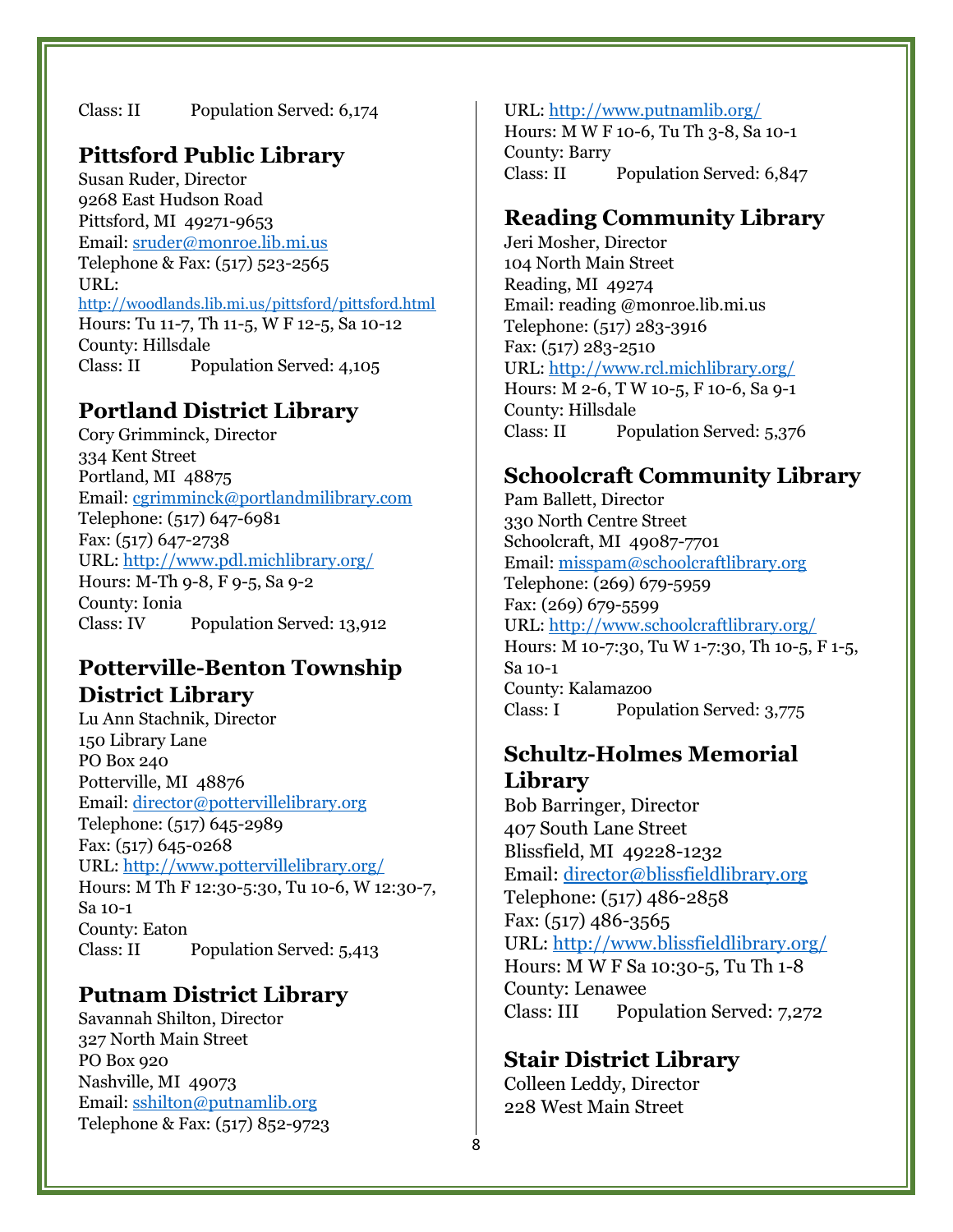Class: II Population Served: 6,174

## Pittsford Public Library

Susan Ruder, Director
9268 East Hudson Road
Pittsford, MI 49271-9653
Email: sruder@monroe.lib.mi.us
Telephone & Fax: (517) 523-2565
URL:
http://woodlands.lib.mi.us/pittsford/pittsford.html
Hours: Tu 11-7, Th 11-5, W F 12-5, Sa 10-12
County: Hillsdale
Class: II Population Served: 4,105

## Portland District Library

Cory Grimminck, Director
334 Kent Street
Portland, MI 48875
Email: cgrimminck@portlandmilibrary.com
Telephone: (517) 647-6981
Fax: (517) 647-2738
URL: http://www.pdl.michlibrary.org/
Hours: M-Th 9-8, F 9-5, Sa 9-2
County: Ionia
Class: IV Population Served: 13,912

## Potterville-Benton Township District Library

Lu Ann Stachnik, Director
150 Library Lane
PO Box 240
Potterville, MI 48876
Email: director@pottervillelibrary.org
Telephone: (517) 645-2989
Fax: (517) 645-0268
URL: http://www.pottervillelibrary.org/
Hours: M Th F 12:30-5:30, Tu 10-6, W 12:30-7, Sa 10-1
County: Eaton
Class: II Population Served: 5,413

## Putnam District Library

Savannah Shilton, Director
327 North Main Street
PO Box 920
Nashville, MI 49073
Email: sshilton@putnamlib.org
Telephone & Fax: (517) 852-9723
URL: http://www.putnamlib.org/
Hours: M W F 10-6, Tu Th 3-8, Sa 10-1
County: Barry
Class: II Population Served: 6,847

## Reading Community Library

Jeri Mosher, Director
104 North Main Street
Reading, MI 49274
Email: reading @monroe.lib.mi.us
Telephone: (517) 283-3916
Fax: (517) 283-2510
URL: http://www.rcl.michlibrary.org/
Hours: M 2-6, T W 10-5, F 10-6, Sa 9-1
County: Hillsdale
Class: II Population Served: 5,376

## Schoolcraft Community Library

Pam Ballett, Director
330 North Centre Street
Schoolcraft, MI 49087-7701
Email: misspam@schoolcraftlibrary.org
Telephone: (269) 679-5959
Fax: (269) 679-5599
URL: http://www.schoolcraftlibrary.org/
Hours: M 10-7:30, Tu W 1-7:30, Th 10-5, F 1-5, Sa 10-1
County: Kalamazoo
Class: I Population Served: 3,775

## Schultz-Holmes Memorial Library

Bob Barringer, Director
407 South Lane Street
Blissfield, MI 49228-1232
Email: director@blissfieldlibrary.org
Telephone: (517) 486-2858
Fax: (517) 486-3565
URL: http://www.blissfieldlibrary.org/
Hours: M W F Sa 10:30-5, Tu Th 1-8
County: Lenawee
Class: III Population Served: 7,272

## Stair District Library

Colleen Leddy, Director
228 West Main Street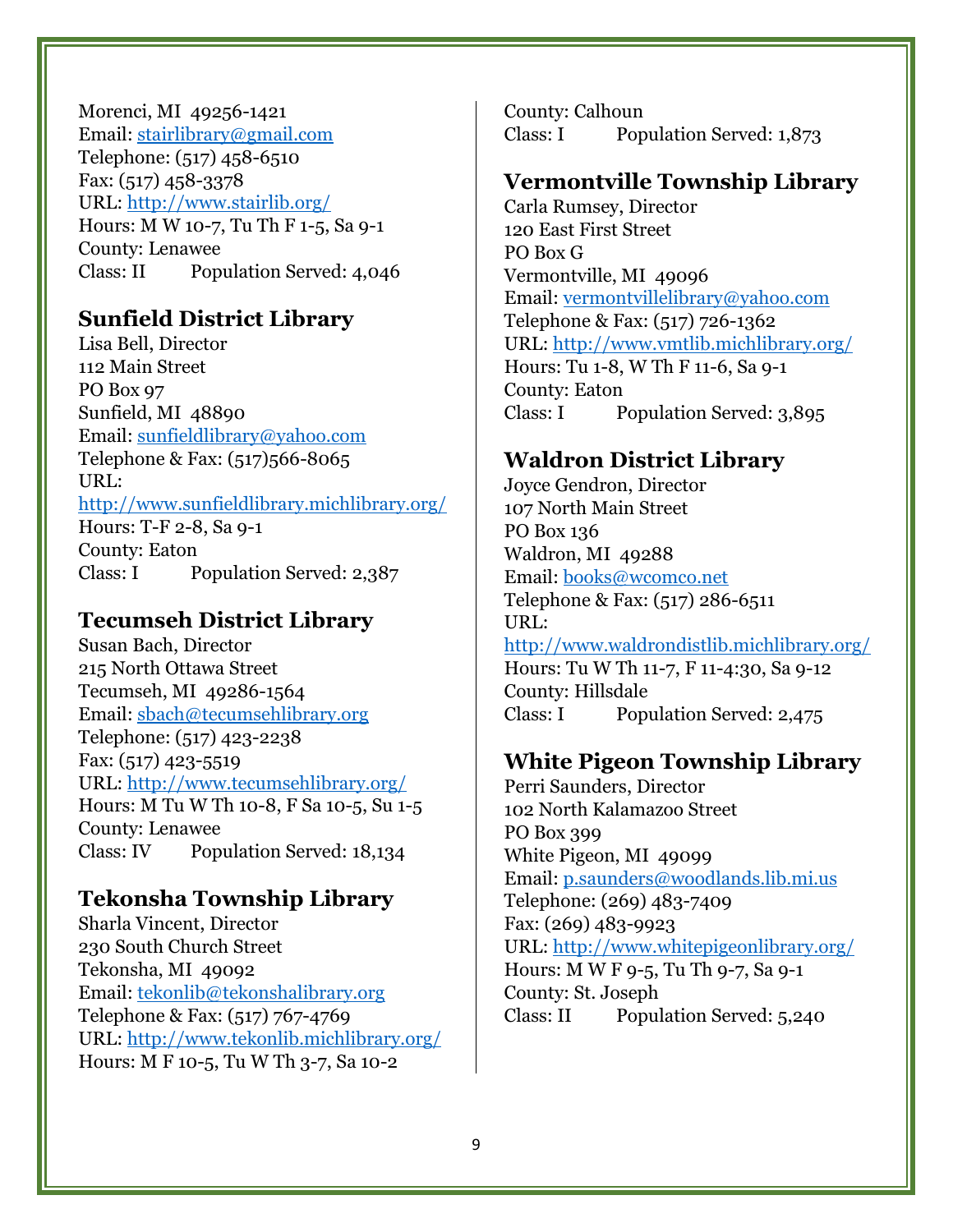Morenci, MI 49256-1421
Email: stairlibrary@gmail.com
Telephone: (517) 458-6510
Fax: (517) 458-3378
URL: http://www.stairlib.org/
Hours: M W 10-7, Tu Th F 1-5, Sa 9-1
County: Lenawee
Class: II Population Served: 4,046

## Sunfield District Library

Lisa Bell, Director
112 Main Street
PO Box 97
Sunfield, MI 48890
Email: sunfieldlibrary@yahoo.com
Telephone & Fax: (517)566-8065
URL: http://www.sunfieldlibrary.michlibrary.org/
Hours: T-F 2-8, Sa 9-1
County: Eaton
Class: I Population Served: 2,387

## Tecumseh District Library

Susan Bach, Director
215 North Ottawa Street
Tecumseh, MI 49286-1564
Email: sbach@tecumsehlibrary.org
Telephone: (517) 423-2238
Fax: (517) 423-5519
URL: http://www.tecumsehlibrary.org/
Hours: M Tu W Th 10-8, F Sa 10-5, Su 1-5
County: Lenawee
Class: IV Population Served: 18,134

## Tekonsha Township Library

Sharla Vincent, Director
230 South Church Street
Tekonsha, MI 49092
Email: tekonlib@tekonshalibrary.org
Telephone & Fax: (517) 767-4769
URL: http://www.tekonlib.michlibrary.org/
Hours: M F 10-5, Tu W Th 3-7, Sa 10-2
County: Calhoun
Class: I Population Served: 1,873

## Vermontville Township Library

Carla Rumsey, Director
120 East First Street
PO Box G
Vermontville, MI 49096
Email: vermontvillelibrary@yahoo.com
Telephone & Fax: (517) 726-1362
URL: http://www.vmtlib.michlibrary.org/
Hours: Tu 1-8, W Th F 11-6, Sa 9-1
County: Eaton
Class: I Population Served: 3,895

## Waldron District Library

Joyce Gendron, Director
107 North Main Street
PO Box 136
Waldron, MI 49288
Email: books@wcomco.net
Telephone & Fax: (517) 286-6511
URL: http://www.waldrondistlib.michlibrary.org/
Hours: Tu W Th 11-7, F 11-4:30, Sa 9-12
County: Hillsdale
Class: I Population Served: 2,475

## White Pigeon Township Library

Perri Saunders, Director
102 North Kalamazoo Street
PO Box 399
White Pigeon, MI 49099
Email: p.saunders@woodlands.lib.mi.us
Telephone: (269) 483-7409
Fax: (269) 483-9923
URL: http://www.whitepigeonlibrary.org/
Hours: M W F 9-5, Tu Th 9-7, Sa 9-1
County: St. Joseph
Class: II Population Served: 5,240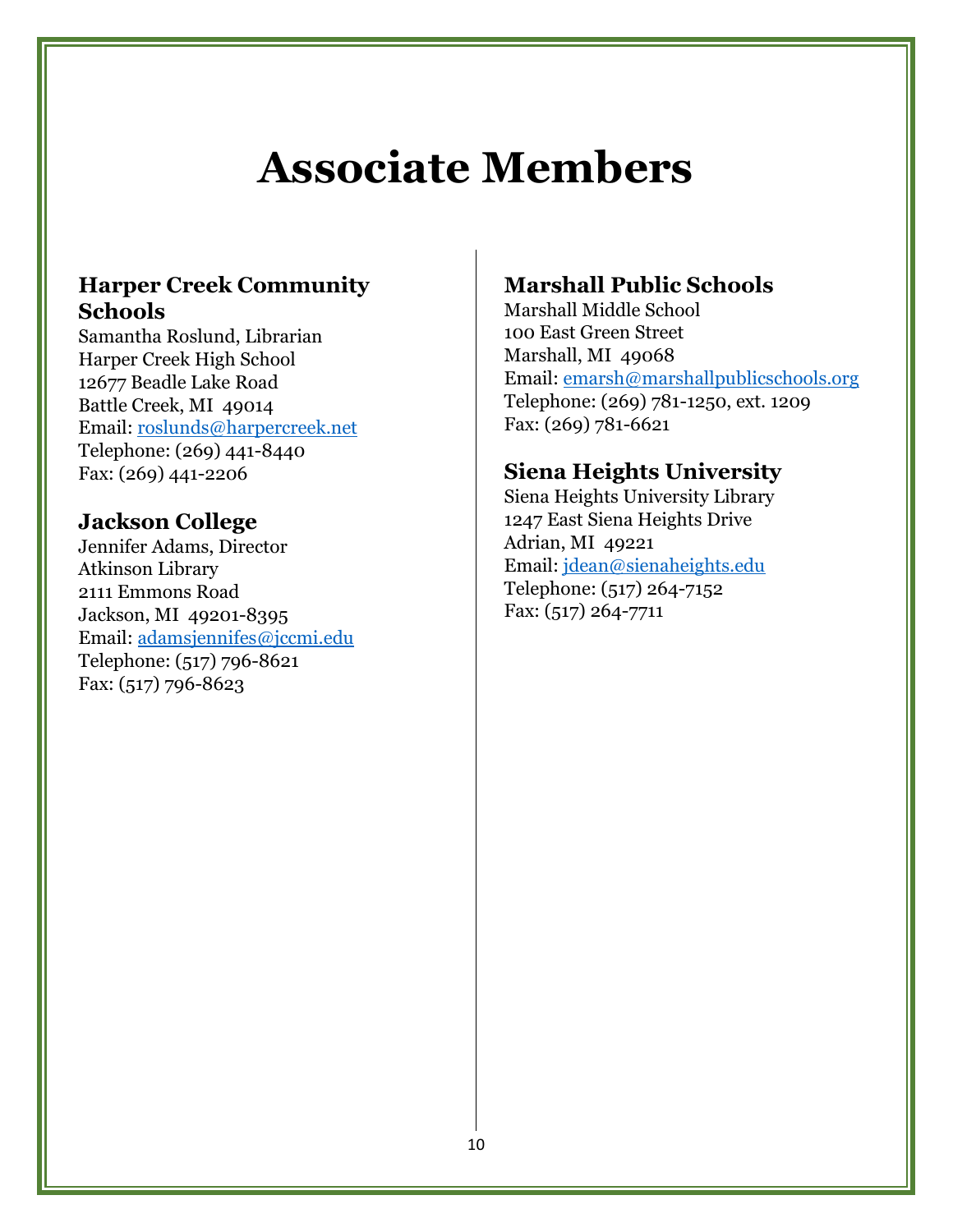# Associate Members

### Harper Creek Community Schools

Samantha Roslund, Librarian
Harper Creek High School
12677 Beadle Lake Road
Battle Creek, MI 49014
Email: roslunds@harpercreek.net
Telephone: (269) 441-8440
Fax: (269) 441-2206

### Jackson College

Jennifer Adams, Director
Atkinson Library
2111 Emmons Road
Jackson, MI 49201-8395
Email: adamsjennifes@jccmi.edu
Telephone: (517) 796-8621
Fax: (517) 796-8623

### Marshall Public Schools

Marshall Middle School
100 East Green Street
Marshall, MI 49068
Email: emarsh@marshallpublicschools.org
Telephone: (269) 781-1250, ext. 1209
Fax: (269) 781-6621

### Siena Heights University

Siena Heights University Library
1247 East Siena Heights Drive
Adrian, MI 49221
Email: jdean@sienaheights.edu
Telephone: (517) 264-7152
Fax: (517) 264-7711